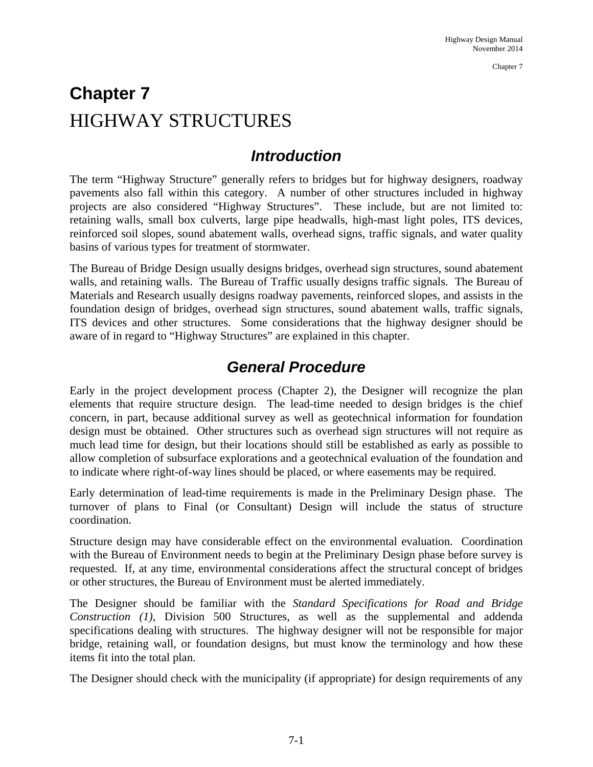# Chapter 7
# HIGHWAY STRUCTURES

## *Introduction*

The term "Highway Structure" generally refers to bridges but for highway designers, roadway pavements also fall within this category. A number of other structures included in highway projects are also considered "Highway Structures". These include, but are not limited to: retaining walls, small box culverts, large pipe headwalls, high-mast light poles, ITS devices, reinforced soil slopes, sound abatement walls, overhead signs, traffic signals, and water quality basins of various types for treatment of stormwater.

The Bureau of Bridge Design usually designs bridges, overhead sign structures, sound abatement walls, and retaining walls. The Bureau of Traffic usually designs traffic signals. The Bureau of Materials and Research usually designs roadway pavements, reinforced slopes, and assists in the foundation design of bridges, overhead sign structures, sound abatement walls, traffic signals, ITS devices and other structures. Some considerations that the highway designer should be aware of in regard to "Highway Structures" are explained in this chapter.

## *General Procedure*

Early in the project development process (Chapter 2), the Designer will recognize the plan elements that require structure design. The lead-time needed to design bridges is the chief concern, in part, because additional survey as well as geotechnical information for foundation design must be obtained. Other structures such as overhead sign structures will not require as much lead time for design, but their locations should still be established as early as possible to allow completion of subsurface explorations and a geotechnical evaluation of the foundation and to indicate where right-of-way lines should be placed, or where easements may be required.

Early determination of lead-time requirements is made in the Preliminary Design phase. The turnover of plans to Final (or Consultant) Design will include the status of structure coordination.

Structure design may have considerable effect on the environmental evaluation. Coordination with the Bureau of Environment needs to begin at the Preliminary Design phase before survey is requested. If, at any time, environmental considerations affect the structural concept of bridges or other structures, the Bureau of Environment must be alerted immediately.

The Designer should be familiar with the *Standard Specifications for Road and Bridge Construction (1)*, Division 500 Structures, as well as the supplemental and addenda specifications dealing with structures. The highway designer will not be responsible for major bridge, retaining wall, or foundation designs, but must know the terminology and how these items fit into the total plan.

The Designer should check with the municipality (if appropriate) for design requirements of any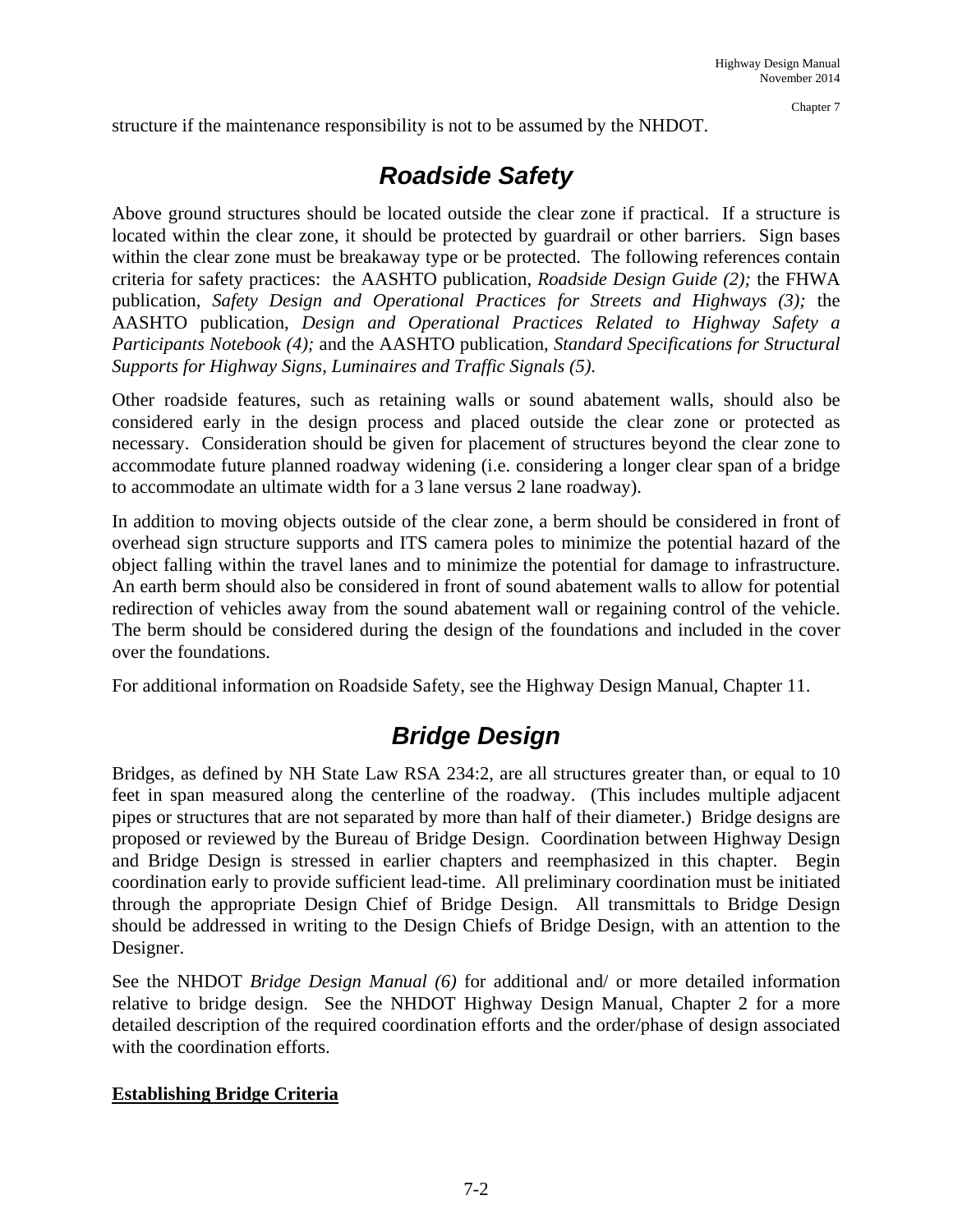structure if the maintenance responsibility is not to be assumed by the NHDOT.

## *Roadside Safety*

Above ground structures should be located outside the clear zone if practical. If a structure is located within the clear zone, it should be protected by guardrail or other barriers. Sign bases within the clear zone must be breakaway type or be protected. The following references contain criteria for safety practices: the AASHTO publication, *Roadside Design Guide (2);* the FHWA publication, *Safety Design and Operational Practices for Streets and Highways (3);* the AASHTO publication, *Design and Operational Practices Related to Highway Safety a Participants Notebook (4);* and the AASHTO publication, *Standard Specifications for Structural Supports for Highway Signs, Luminaires and Traffic Signals (5).*

Other roadside features, such as retaining walls or sound abatement walls, should also be considered early in the design process and placed outside the clear zone or protected as necessary. Consideration should be given for placement of structures beyond the clear zone to accommodate future planned roadway widening (i.e. considering a longer clear span of a bridge to accommodate an ultimate width for a 3 lane versus 2 lane roadway).

In addition to moving objects outside of the clear zone, a berm should be considered in front of overhead sign structure supports and ITS camera poles to minimize the potential hazard of the object falling within the travel lanes and to minimize the potential for damage to infrastructure. An earth berm should also be considered in front of sound abatement walls to allow for potential redirection of vehicles away from the sound abatement wall or regaining control of the vehicle. The berm should be considered during the design of the foundations and included in the cover over the foundations.

For additional information on Roadside Safety, see the Highway Design Manual, Chapter 11.

## *Bridge Design*

Bridges, as defined by NH State Law RSA 234:2, are all structures greater than, or equal to 10 feet in span measured along the centerline of the roadway. (This includes multiple adjacent pipes or structures that are not separated by more than half of their diameter.) Bridge designs are proposed or reviewed by the Bureau of Bridge Design. Coordination between Highway Design and Bridge Design is stressed in earlier chapters and reemphasized in this chapter. Begin coordination early to provide sufficient lead-time. All preliminary coordination must be initiated through the appropriate Design Chief of Bridge Design. All transmittals to Bridge Design should be addressed in writing to the Design Chiefs of Bridge Design, with an attention to the Designer.

See the NHDOT *Bridge Design Manual (6)* for additional and/ or more detailed information relative to bridge design. See the NHDOT Highway Design Manual, Chapter 2 for a more detailed description of the required coordination efforts and the order/phase of design associated with the coordination efforts.

### **Establishing Bridge Criteria**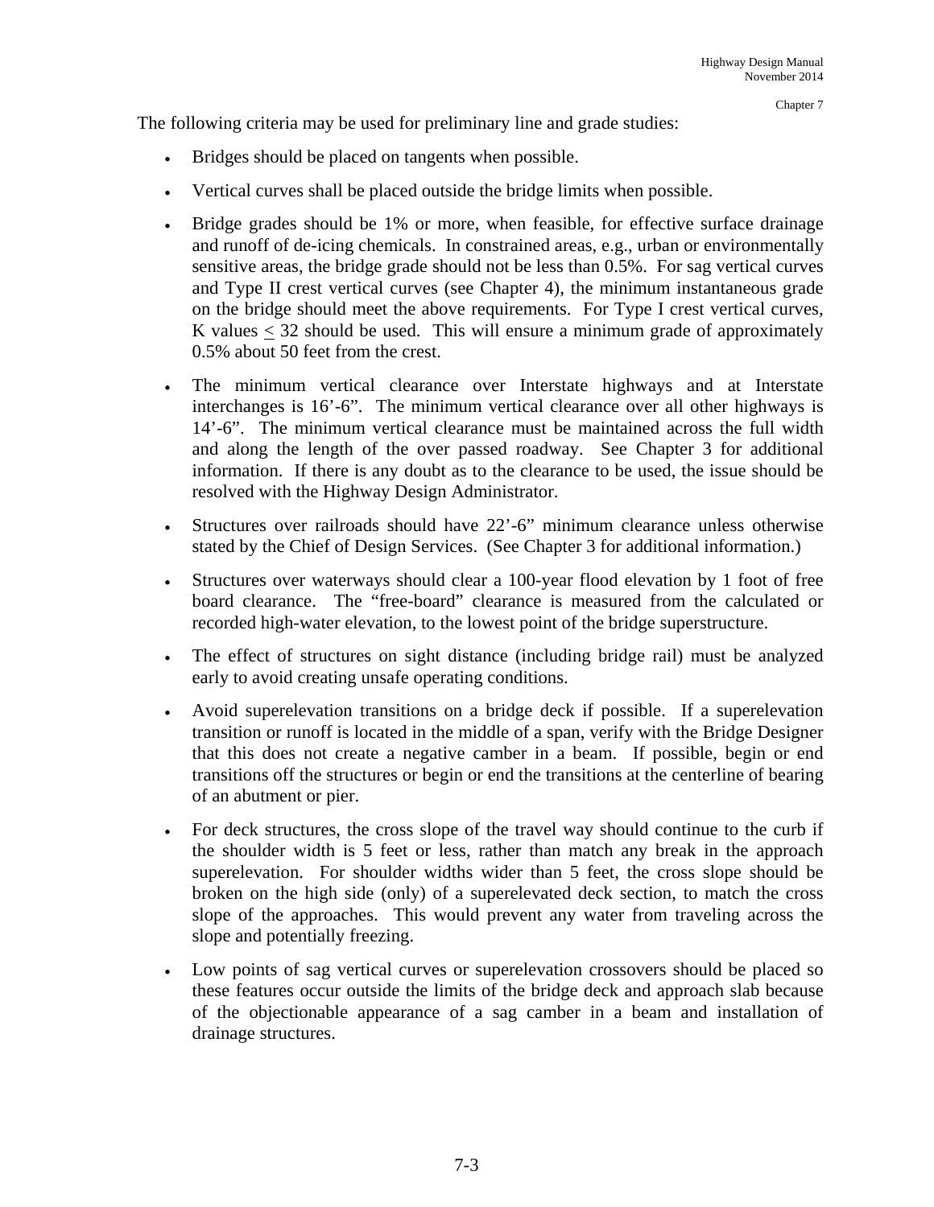The following criteria may be used for preliminary line and grade studies:

- Bridges should be placed on tangents when possible.
- Vertical curves shall be placed outside the bridge limits when possible.
- Bridge grades should be 1% or more, when feasible, for effective surface drainage and runoff of de-icing chemicals. In constrained areas, e.g., urban or environmentally sensitive areas, the bridge grade should not be less than 0.5%. For sag vertical curves and Type II crest vertical curves (see Chapter 4), the minimum instantaneous grade on the bridge should meet the above requirements. For Type I crest vertical curves, K values $\leq$ 32 should be used. This will ensure a minimum grade of approximately 0.5% about 50 feet from the crest.
- The minimum vertical clearance over Interstate highways and at Interstate interchanges is 16'-6". The minimum vertical clearance over all other highways is 14'-6". The minimum vertical clearance must be maintained across the full width and along the length of the over passed roadway. See Chapter 3 for additional information. If there is any doubt as to the clearance to be used, the issue should be resolved with the Highway Design Administrator.
- Structures over railroads should have 22'-6" minimum clearance unless otherwise stated by the Chief of Design Services. (See Chapter 3 for additional information.)
- Structures over waterways should clear a 100-year flood elevation by 1 foot of free board clearance. The "free-board" clearance is measured from the calculated or recorded high-water elevation, to the lowest point of the bridge superstructure.
- The effect of structures on sight distance (including bridge rail) must be analyzed early to avoid creating unsafe operating conditions.
- Avoid superelevation transitions on a bridge deck if possible. If a superelevation transition or runoff is located in the middle of a span, verify with the Bridge Designer that this does not create a negative camber in a beam. If possible, begin or end transitions off the structures or begin or end the transitions at the centerline of bearing of an abutment or pier.
- For deck structures, the cross slope of the travel way should continue to the curb if the shoulder width is 5 feet or less, rather than match any break in the approach superelevation. For shoulder widths wider than 5 feet, the cross slope should be broken on the high side (only) of a superelevated deck section, to match the cross slope of the approaches. This would prevent any water from traveling across the slope and potentially freezing.
- Low points of sag vertical curves or superelevation crossovers should be placed so these features occur outside the limits of the bridge deck and approach slab because of the objectionable appearance of a sag camber in a beam and installation of drainage structures.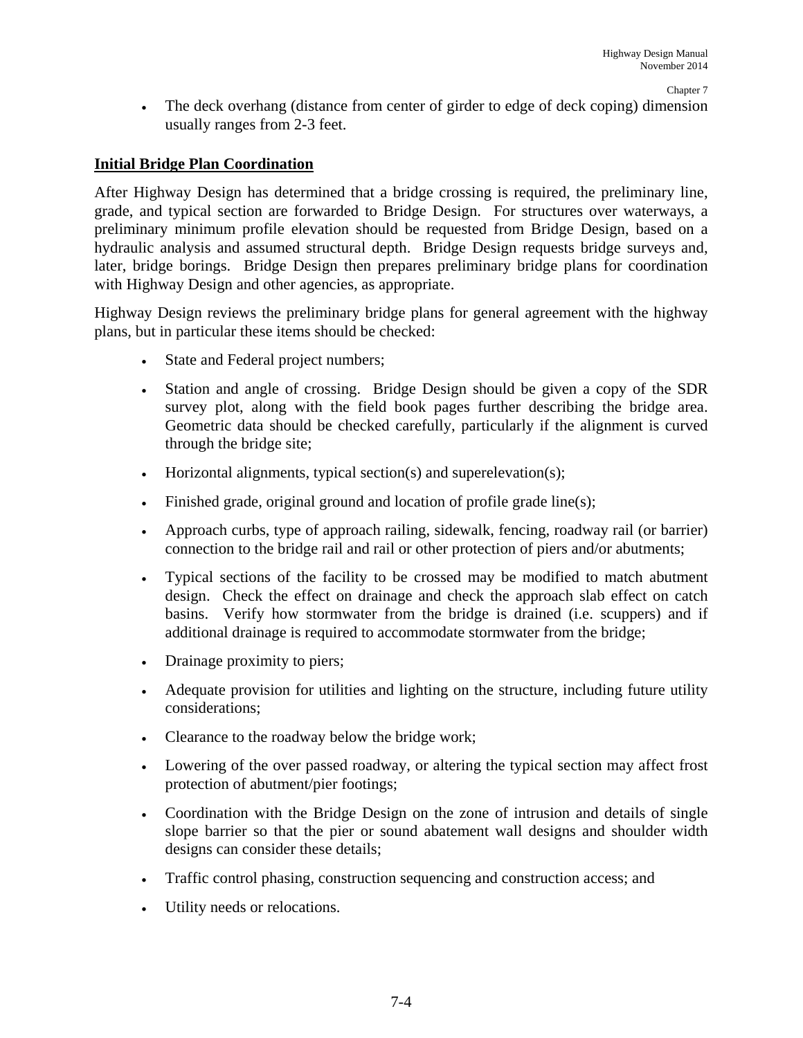- The deck overhang (distance from center of girder to edge of deck coping) dimension usually ranges from 2-3 feet.

## Initial Bridge Plan Coordination

After Highway Design has determined that a bridge crossing is required, the preliminary line, grade, and typical section are forwarded to Bridge Design. For structures over waterways, a preliminary minimum profile elevation should be requested from Bridge Design, based on a hydraulic analysis and assumed structural depth. Bridge Design requests bridge surveys and, later, bridge borings. Bridge Design then prepares preliminary bridge plans for coordination with Highway Design and other agencies, as appropriate.

Highway Design reviews the preliminary bridge plans for general agreement with the highway plans, but in particular these items should be checked:

- State and Federal project numbers;
- Station and angle of crossing. Bridge Design should be given a copy of the SDR survey plot, along with the field book pages further describing the bridge area. Geometric data should be checked carefully, particularly if the alignment is curved through the bridge site;
- Horizontal alignments, typical section(s) and superelevation(s);
- Finished grade, original ground and location of profile grade line(s);
- Approach curbs, type of approach railing, sidewalk, fencing, roadway rail (or barrier) connection to the bridge rail and rail or other protection of piers and/or abutments;
- Typical sections of the facility to be crossed may be modified to match abutment design. Check the effect on drainage and check the approach slab effect on catch basins. Verify how stormwater from the bridge is drained (i.e. scuppers) and if additional drainage is required to accommodate stormwater from the bridge;
- Drainage proximity to piers;
- Adequate provision for utilities and lighting on the structure, including future utility considerations;
- Clearance to the roadway below the bridge work;
- Lowering of the over passed roadway, or altering the typical section may affect frost protection of abutment/pier footings;
- Coordination with the Bridge Design on the zone of intrusion and details of single slope barrier so that the pier or sound abatement wall designs and shoulder width designs can consider these details;
- Traffic control phasing, construction sequencing and construction access; and
- Utility needs or relocations.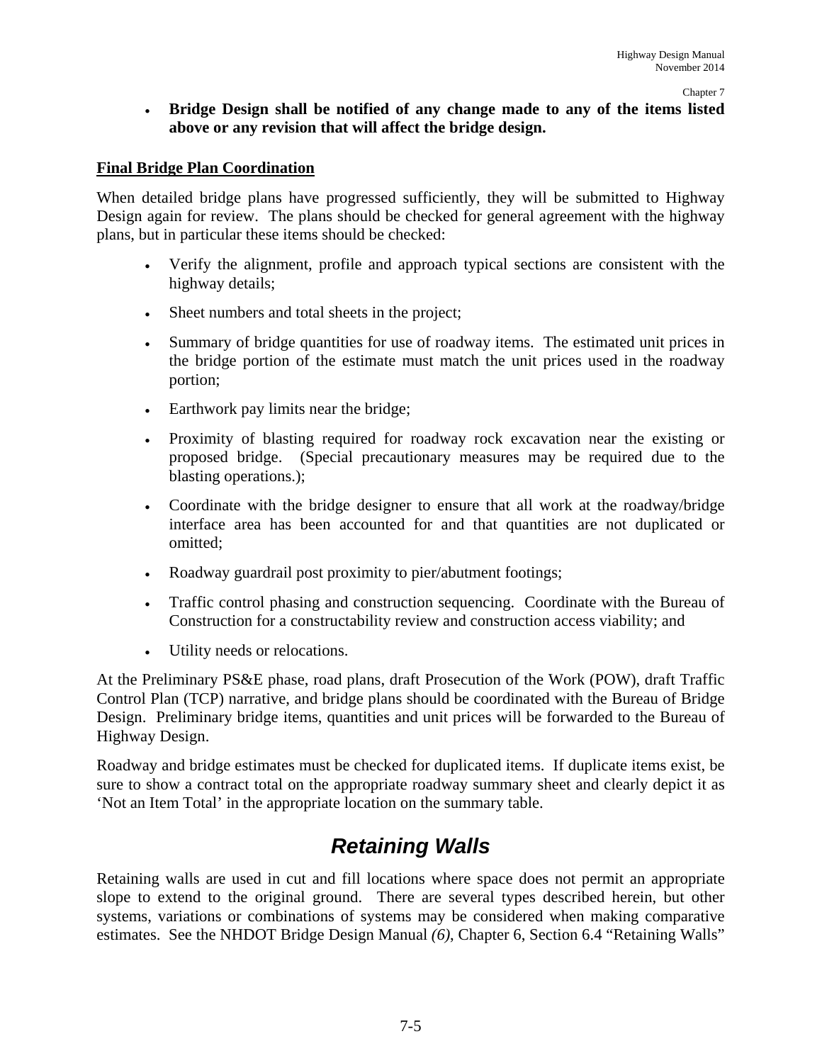- **Bridge Design shall be notified of any change made to any of the items listed above or any revision that will affect the bridge design.**

**Final Bridge Plan Coordination**

When detailed bridge plans have progressed sufficiently, they will be submitted to Highway Design again for review. The plans should be checked for general agreement with the highway plans, but in particular these items should be checked:

- Verify the alignment, profile and approach typical sections are consistent with the highway details;
- Sheet numbers and total sheets in the project;
- Summary of bridge quantities for use of roadway items. The estimated unit prices in the bridge portion of the estimate must match the unit prices used in the roadway portion;
- Earthwork pay limits near the bridge;
- Proximity of blasting required for roadway rock excavation near the existing or proposed bridge. (Special precautionary measures may be required due to the blasting operations.);
- Coordinate with the bridge designer to ensure that all work at the roadway/bridge interface area has been accounted for and that quantities are not duplicated or omitted;
- Roadway guardrail post proximity to pier/abutment footings;
- Traffic control phasing and construction sequencing. Coordinate with the Bureau of Construction for a constructability review and construction access viability; and
- Utility needs or relocations.

At the Preliminary PS&E phase, road plans, draft Prosecution of the Work (POW), draft Traffic Control Plan (TCP) narrative, and bridge plans should be coordinated with the Bureau of Bridge Design. Preliminary bridge items, quantities and unit prices will be forwarded to the Bureau of Highway Design.

Roadway and bridge estimates must be checked for duplicated items. If duplicate items exist, be sure to show a contract total on the appropriate roadway summary sheet and clearly depict it as 'Not an Item Total' in the appropriate location on the summary table.

## *Retaining Walls*

Retaining walls are used in cut and fill locations where space does not permit an appropriate slope to extend to the original ground. There are several types described herein, but other systems, variations or combinations of systems may be considered when making comparative estimates. See the NHDOT Bridge Design Manual *(6)*, Chapter 6, Section 6.4 "Retaining Walls"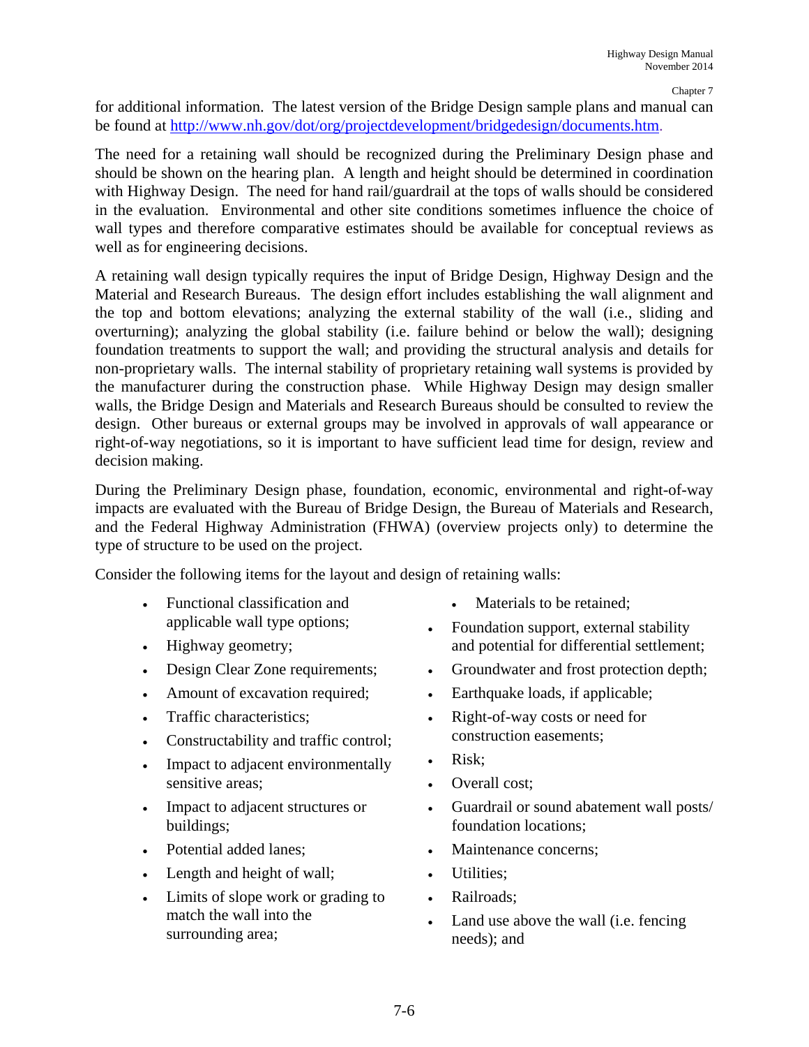for additional information. The latest version of the Bridge Design sample plans and manual can be found at [http://www.nh.gov/dot/org/projectdevelopment/bridgedesign/documents.htm](http://www.nh.gov/dot/org/projectdevelopment/bridgedesign/documents.htm).

The need for a retaining wall should be recognized during the Preliminary Design phase and should be shown on the hearing plan. A length and height should be determined in coordination with Highway Design. The need for hand rail/guardrail at the tops of walls should be considered in the evaluation. Environmental and other site conditions sometimes influence the choice of wall types and therefore comparative estimates should be available for conceptual reviews as well as for engineering decisions.

A retaining wall design typically requires the input of Bridge Design, Highway Design and the Material and Research Bureaus. The design effort includes establishing the wall alignment and the top and bottom elevations; analyzing the external stability of the wall (i.e., sliding and overturning); analyzing the global stability (i.e. failure behind or below the wall); designing foundation treatments to support the wall; and providing the structural analysis and details for non-proprietary walls. The internal stability of proprietary retaining wall systems is provided by the manufacturer during the construction phase. While Highway Design may design smaller walls, the Bridge Design and Materials and Research Bureaus should be consulted to review the design. Other bureaus or external groups may be involved in approvals of wall appearance or right-of-way negotiations, so it is important to have sufficient lead time for design, review and decision making.

During the Preliminary Design phase, foundation, economic, environmental and right-of-way impacts are evaluated with the Bureau of Bridge Design, the Bureau of Materials and Research, and the Federal Highway Administration (FHWA) (overview projects only) to determine the type of structure to be used on the project.

Consider the following items for the layout and design of retaining walls:

- Functional classification and applicable wall type options;
- Highway geometry;
- Design Clear Zone requirements;
- Amount of excavation required;
- Traffic characteristics;
- Constructability and traffic control;
- Impact to adjacent environmentally sensitive areas;
- Impact to adjacent structures or buildings;
- Potential added lanes;
- Length and height of wall;
- Limits of slope work or grading to match the wall into the surrounding area;
- Materials to be retained;
- Foundation support, external stability and potential for differential settlement;
- Groundwater and frost protection depth;
- Earthquake loads, if applicable;
- Right-of-way costs or need for construction easements;
- Risk;
- Overall cost;
- Guardrail or sound abatement wall posts/ foundation locations;
- Maintenance concerns;
- Utilities;
- Railroads;
- Land use above the wall (i.e. fencing needs); and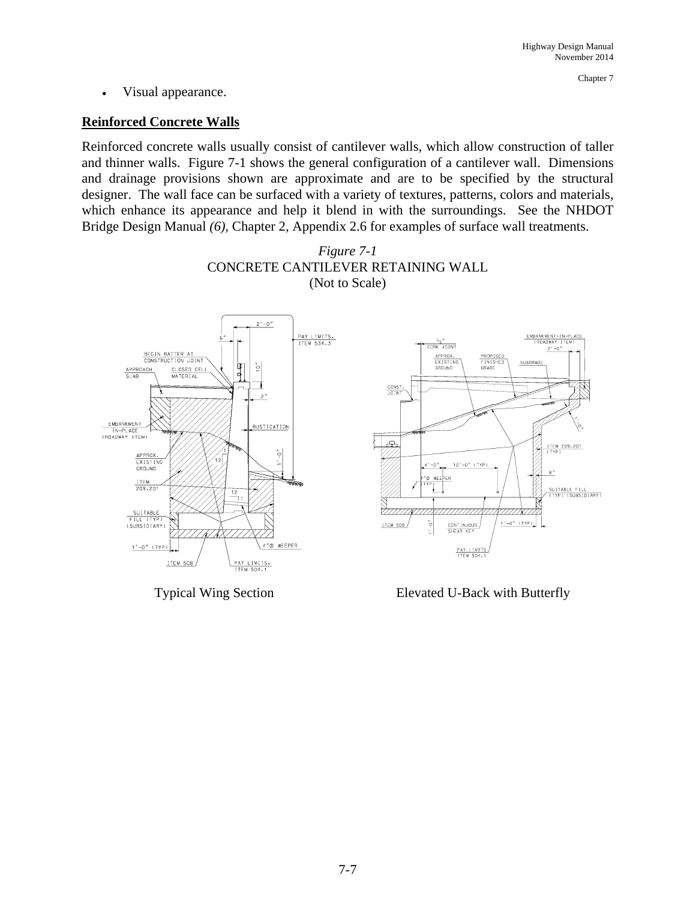- Visual appearance.

## Reinforced Concrete Walls

Reinforced concrete walls usually consist of cantilever walls, which allow construction of taller and thinner walls. Figure 7-1 shows the general configuration of a cantilever wall. Dimensions and drainage provisions shown are approximate and are to be specified by the structural designer. The wall face can be surfaced with a variety of textures, patterns, colors and materials, which enhance its appearance and help it blend in with the surroundings. See the NHDOT Bridge Design Manual *(6)*, Chapter 2, Appendix 2.6 for examples of surface wall treatments.

*Figure 7-1*
CONCRETE CANTILEVER RETAINING WALL
(Not to Scale)

Typical Wing Section

Elevated U-Back with Butterfly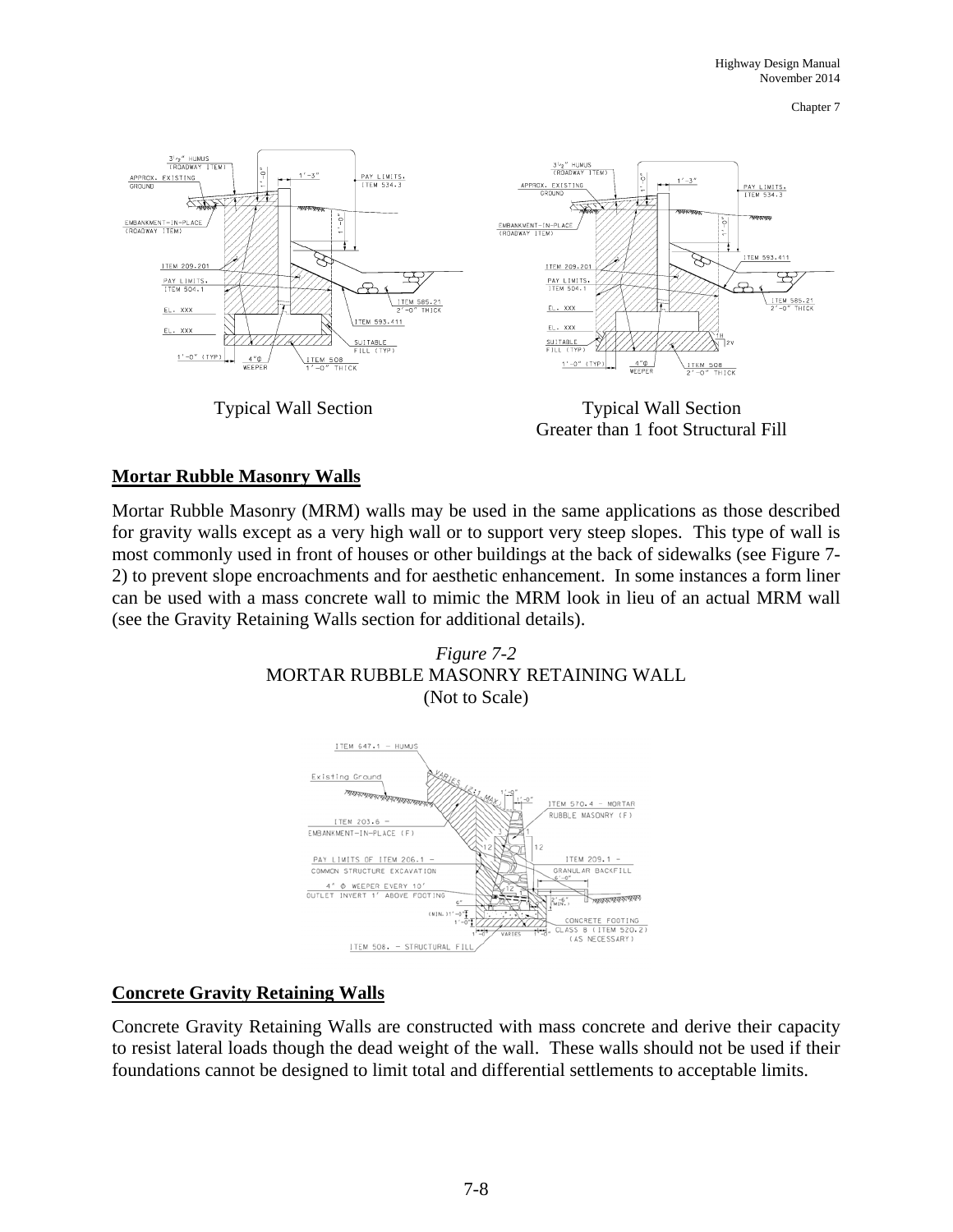ITEM 209.201

PAY LIMITS, ITEM 504.1

EL. XXX

EL. XXX

1'-0" (TYP)

4"Φ WEEPER

ITEM 508 1'-0" THICK

SUITABLE FILL (TYP)

ITEM 593.411

ITEM 585.21 2'-0" THICK

PAY LIMITS, ITEM 534.3

3½" HUMUS (ROADWAY ITEM)

APPROX. EXISTING GROUND

EMBANKMENT-IN-PLACE (ROADWAY ITEM)

1'-3"

1'-0"

Typical Wall Section

3½" HUMUS (ROADWAY ITEM)

APPROX. EXISTING GROUND

EMBANKMENT-IN-PLACE (ROADWAY ITEM)

ITEM 209.201

PAY LIMITS, ITEM 504.1

EL. XXX

EL. XXX

SUITABLE FILL (TYP)

1'-0" (TYP)

4"Φ WEEPER

ITEM 508 2'-0" THICK

1H 2V

ITEM 585.21 2'-0" THICK

ITEM 593.411

PAY LIMITS, ITEM 534.3

1'-3"

1'-0"

Typical Wall Section
Greater than 1 foot Structural Fill

## Mortar Rubble Masonry Walls

Mortar Rubble Masonry (MRM) walls may be used in the same applications as those described for gravity walls except as a very high wall or to support very steep slopes. This type of wall is most commonly used in front of houses or other buildings at the back of sidewalks (see Figure 7-2) to prevent slope encroachments and for aesthetic enhancement. In some instances a form liner can be used with a mass concrete wall to mimic the MRM look in lieu of an actual MRM wall (see the Gravity Retaining Walls section for additional details).

*Figure 7-2*
MORTAR RUBBLE MASONRY RETAINING WALL
(Not to Scale)

ITEM 647.1 – HUMUS

Existing Ground

VARIES (2:1 MAX)

ITEM 203.6 – EMBANKMENT-IN-PLACE (F)

PAY LIMITS OF ITEM 206.1 – COMMON STRUCTURE EXCAVATION

4" Φ WEEPER EVERY 10' OUTLET INVERT 1' ABOVE FOOTING

ITEM 570.4 – MORTAR RUBBLE MASONRY (F)

ITEM 209.1 – GRANULAR BACKFILL

CONCRETE FOOTING CLASS B (ITEM 520.2) (AS NECESSARY)

ITEM 508. – STRUCTURAL FILL

## Concrete Gravity Retaining Walls

Concrete Gravity Retaining Walls are constructed with mass concrete and derive their capacity to resist lateral loads though the dead weight of the wall. These walls should not be used if their foundations cannot be designed to limit total and differential settlements to acceptable limits.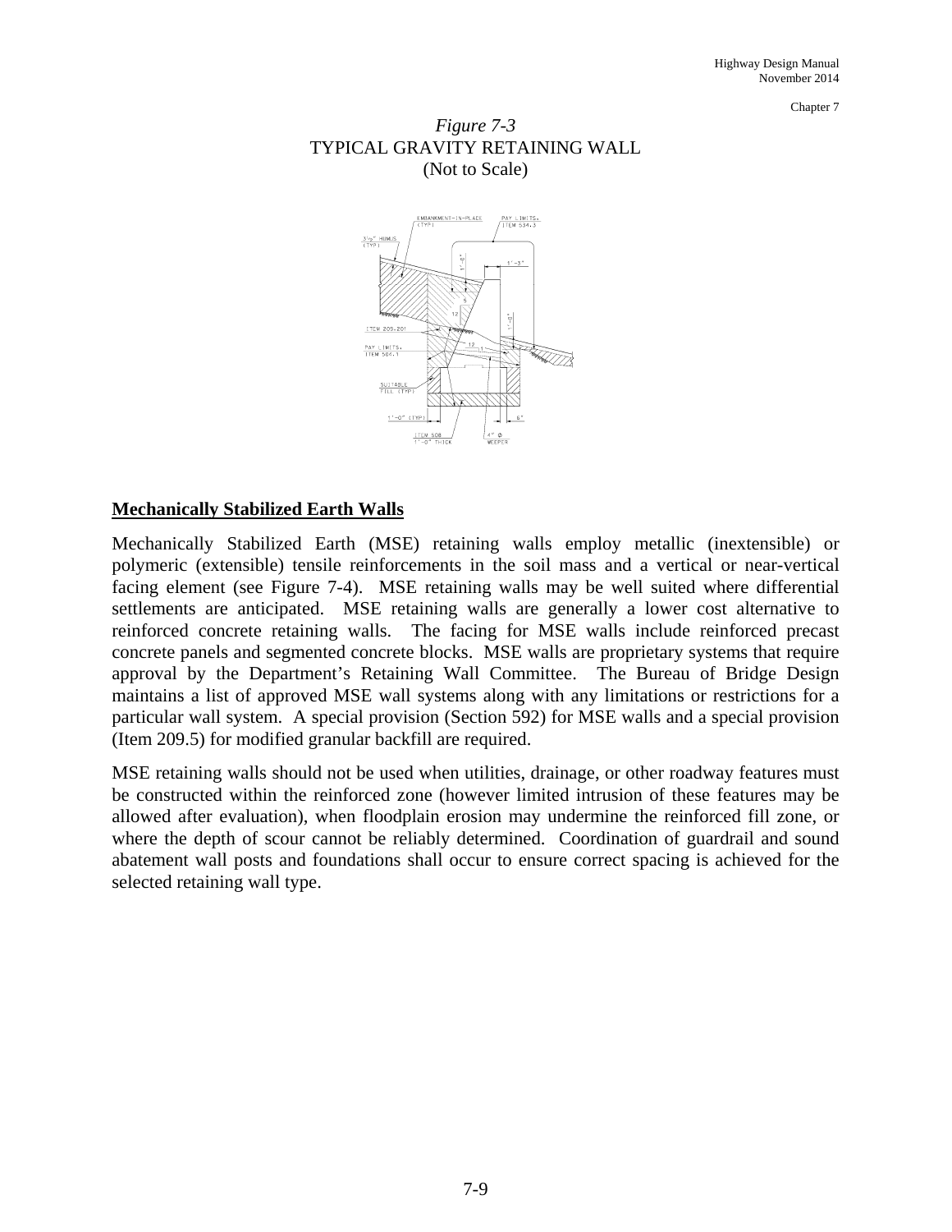*Figure 7-3*
TYPICAL GRAVITY RETAINING WALL
(Not to Scale)

EMBANKMENT-IN-PLACE (TYP)
PAY LIMITS, ITEM 534.3
3½" HUMUS (TYP)
1'-0"
1'-3"
5
12
1'-0"
ITEM 209.201
12
1
PAY LIMITS, ITEM 508.1
SUITABLE FILL (TYP)
1'-0" (TYP)
6"
ITEM 508 1'-0" THICK
4" Ø WEEPER

## Mechanically Stabilized Earth Walls

Mechanically Stabilized Earth (MSE) retaining walls employ metallic (inextensible) or polymeric (extensible) tensile reinforcements in the soil mass and a vertical or near-vertical facing element (see Figure 7-4). MSE retaining walls may be well suited where differential settlements are anticipated. MSE retaining walls are generally a lower cost alternative to reinforced concrete retaining walls. The facing for MSE walls include reinforced precast concrete panels and segmented concrete blocks. MSE walls are proprietary systems that require approval by the Department's Retaining Wall Committee. The Bureau of Bridge Design maintains a list of approved MSE wall systems along with any limitations or restrictions for a particular wall system. A special provision (Section 592) for MSE walls and a special provision (Item 209.5) for modified granular backfill are required.

MSE retaining walls should not be used when utilities, drainage, or other roadway features must be constructed within the reinforced zone (however limited intrusion of these features may be allowed after evaluation), when floodplain erosion may undermine the reinforced fill zone, or where the depth of scour cannot be reliably determined. Coordination of guardrail and sound abatement wall posts and foundations shall occur to ensure correct spacing is achieved for the selected retaining wall type.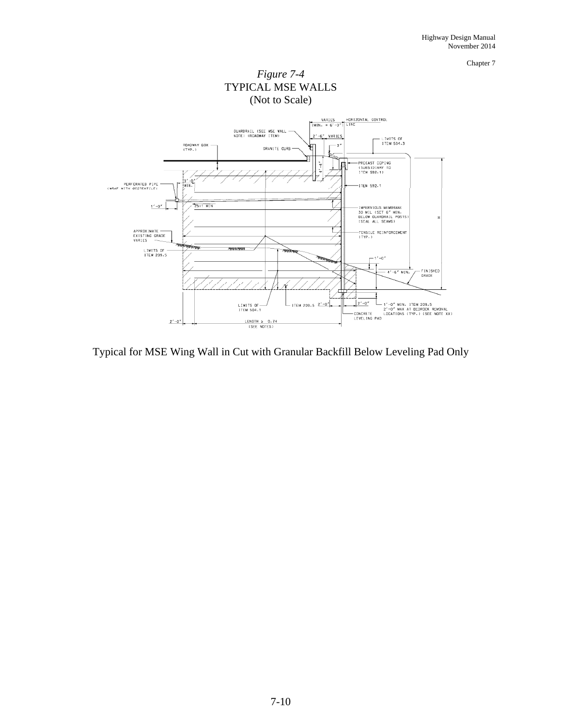*Figure 7-4*
TYPICAL MSE WALLS
(Not to Scale)

VARIES (MIN. = 6'-0")
HORIZONTAL CONTROL LINE
GUARDRAIL (SEE MSE WALL NOTE) (ROADWAY ITEM)
2'-6" VARIES
LIMITS OF ITEM 514.3
ROADWAY BOX (TYP.)
GRANITE CURB
3"
4'-4"
PRECAST COPING (SUBSIDIARY TO ITEM 592.1)
3'-0" MIN.
PERFORATED PIPE (WRAP WITH GEOTEXTILE)
ITEM 592.1
1'-0"
25:1 MIN
IMPERVIOUS MEMBRANE 30 MIL (SET 6" MIN. BELOW GUARDRAIL POSTS) (SEAL ALL SEAMS)
H
APPROXIMATE EXISTING GRADE VARIES
TENSILE REINFORCEMENT (TYP.)
LIMITS OF ITEM 209.5
1'-0"
4'-6" MIN.
FINISHED GRADE
LIMITS OF ITEM 504.1
ITEM 209.5
2'-0"
2'-0"
1'-0" MIN. ITEM 209.5
2'-0" MAX AT BEDROCK REMOVAL LOCATIONS (TYP.) (SEE NOTE XX)
CONCRETE LEVELING PAD
2'-0"
LENGTH ≥ 0.7H (SEE NOTES)

Typical for MSE Wing Wall in Cut with Granular Backfill Below Leveling Pad Only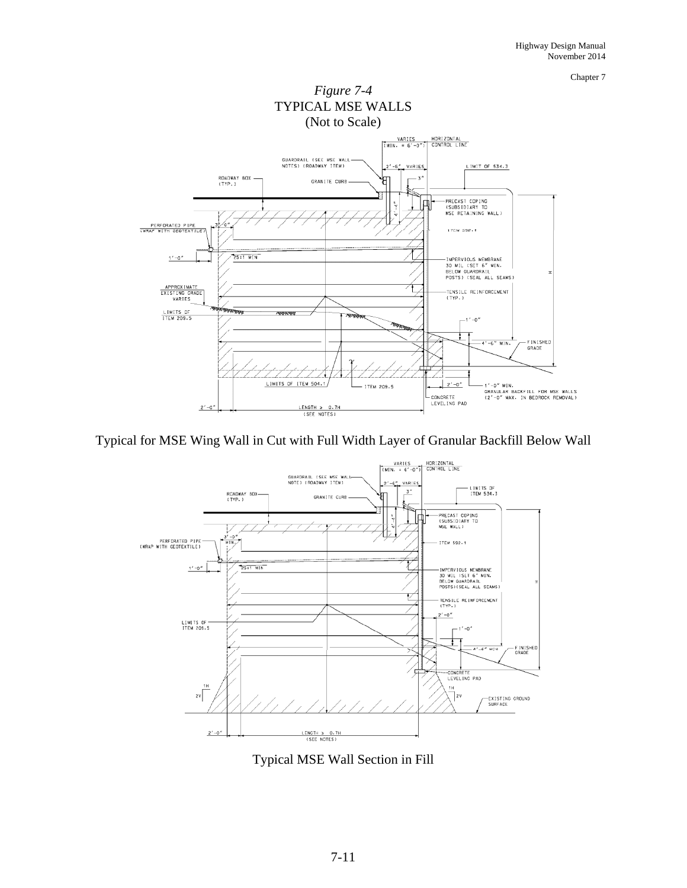*Figure 7-4*
TYPICAL MSE WALLS
(Not to Scale)

VARIES
(MIN. = 6'-0")
HORIZONTAL CONTROL LINE
GUARDRAIL (SEE MSE WALL NOTES) (ROADWAY ITEM)
2'-6"
VARIES
LIMIT OF 534.3
3"
ROADWAY BOX (TYP.)
GRANITE CURB
PRECAST COPING (SUBSIDIARY TO MSE RETAINING WALL)
4'-4"
ITEM 592.1
PERFORATED PIPE (WRAP WITH GEOTEXTILE)
3'-0"
1'-0"
25:1 MIN
IMPERVIOUS MEMBRANE 30 MIL (SET 6" MIN. BELOW GUARDRAIL POSTS) (SEAL ALL SEAMS)
H
APPROXIMATE EXISTING GRADE VARIES
TENSILE REINFORCEMENT (TYP.)
LIMITS OF ITEM 209.5
1'-0"
4'-6" MIN.
FINISHED GRADE
LIMITS OF ITEM 504.1
ITEM 209.5
2'-0"
1'-0" MIN. GRANULAR BACKFILL FOR MSE WALLS (2'-0" MAX. IN BEDROCK REMOVAL)
CONCRETE LEVELING PAD
2'-0"
LENGTH ≥ 0.7H (SEE NOTES)

Typical for MSE Wing Wall in Cut with Full Width Layer of Granular Backfill Below Wall

VARIES
(MIN. = 6'-0")
HORIZONTAL CONTROL LINE
GUARDRAIL (SEE MSE WALL NOTE) (ROADWAY ITEM)
2'-6"
VARIES
3"
LIMITS OF ITEM 534.3
ROADWAY BOX (TYP.)
GRANITE CURB
PRECAST COPING (SUBSIDIARY TO MSE WALL)
4'-4"
3'-0" MIN.
ITEM 592.1
PERFORATED PIPE (WRAP WITH GEOTEXTILE)
1'-0"
25:1 MIN
IMPERVIOUS MEMBRANE 30 MIL (SET 6" MIN. BELOW GUARDRAIL POSTS)(SEAL ALL SEAMS)
H
TENSILE REINFORCEMENT (TYP.)
2'-0"
LIMITS OF ITEM 209.5
1'-0"
4'-6" MIN
FINISHED GRADE
CONCRETE LEVELING PAD
1H
2V
1H
2V
EXISTING GROUND SURFACE
2'-0"
LENGTH ≥ 0.7H (SEE NOTES)

Typical MSE Wall Section in Fill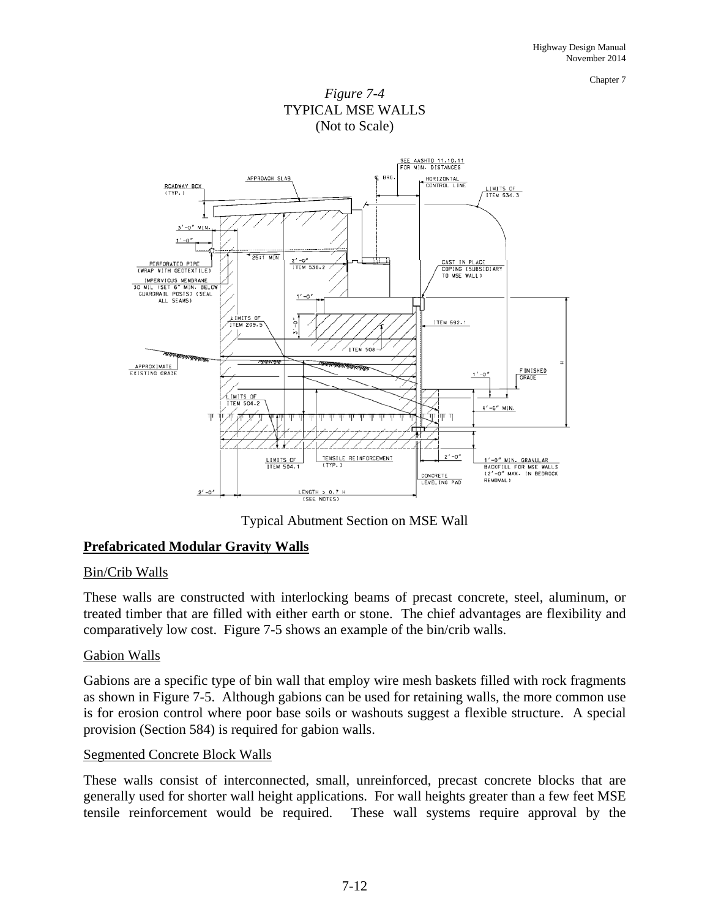*Figure 7-4*
TYPICAL MSE WALLS
(Not to Scale)

SEE AASHTO 11.10.11
FOR MIN. DISTANCES

APPROACH SLAB

℄ BRG.

HORIZONTAL
CONTROL LINE

ROADWAY BOX
(TYP.)

LIMITS OF
ITEM 534.3

3'-0" MIN.

1'-0"

25:1 MIN

2'-0"
ITEM 536.2

PERFORATED PIPE
(WRAP WITH GEOTEXTILE)

IMPERVIOUS MEMBRANE
30 MIL (SET 6" MIN. BELOW
GUARDRAIL POSTS) (SEAL
ALL SEAMS)

CAST IN PLACE
COPING (SUBSIDIARY
TO MSE WALL)

1'-0"

LIMITS OF
ITEM 209.5

3'-0"

ITEM 592.1

ITEM 508

APPROXIMATE
EXISTING GRADE

H

1'-0"

FINISHED
GRADE

LIMITS OF
ITEM 504.2

4'-6" MIN.

LIMITS OF
ITEM 504.1

TENSILE REINFORCEMENT
(TYP.)

2'-0"

1'-0" MIN. GRANULAR
BACKFILL FOR MSE WALLS
(2'-0" MAX. IN BEDROCK
REMOVAL)

CONCRETE
LEVELING PAD

2'-0"

LENGTH > 0.7 H
(SEE NOTES)

Typical Abutment Section on MSE Wall

## Prefabricated Modular Gravity Walls

### Bin/Crib Walls

These walls are constructed with interlocking beams of precast concrete, steel, aluminum, or treated timber that are filled with either earth or stone. The chief advantages are flexibility and comparatively low cost. Figure 7-5 shows an example of the bin/crib walls.

### Gabion Walls

Gabions are a specific type of bin wall that employ wire mesh baskets filled with rock fragments as shown in Figure 7-5. Although gabions can be used for retaining walls, the more common use is for erosion control where poor base soils or washouts suggest a flexible structure. A special provision (Section 584) is required for gabion walls.

### Segmented Concrete Block Walls

These walls consist of interconnected, small, unreinforced, precast concrete blocks that are generally used for shorter wall height applications. For wall heights greater than a few feet MSE tensile reinforcement would be required. These wall systems require approval by the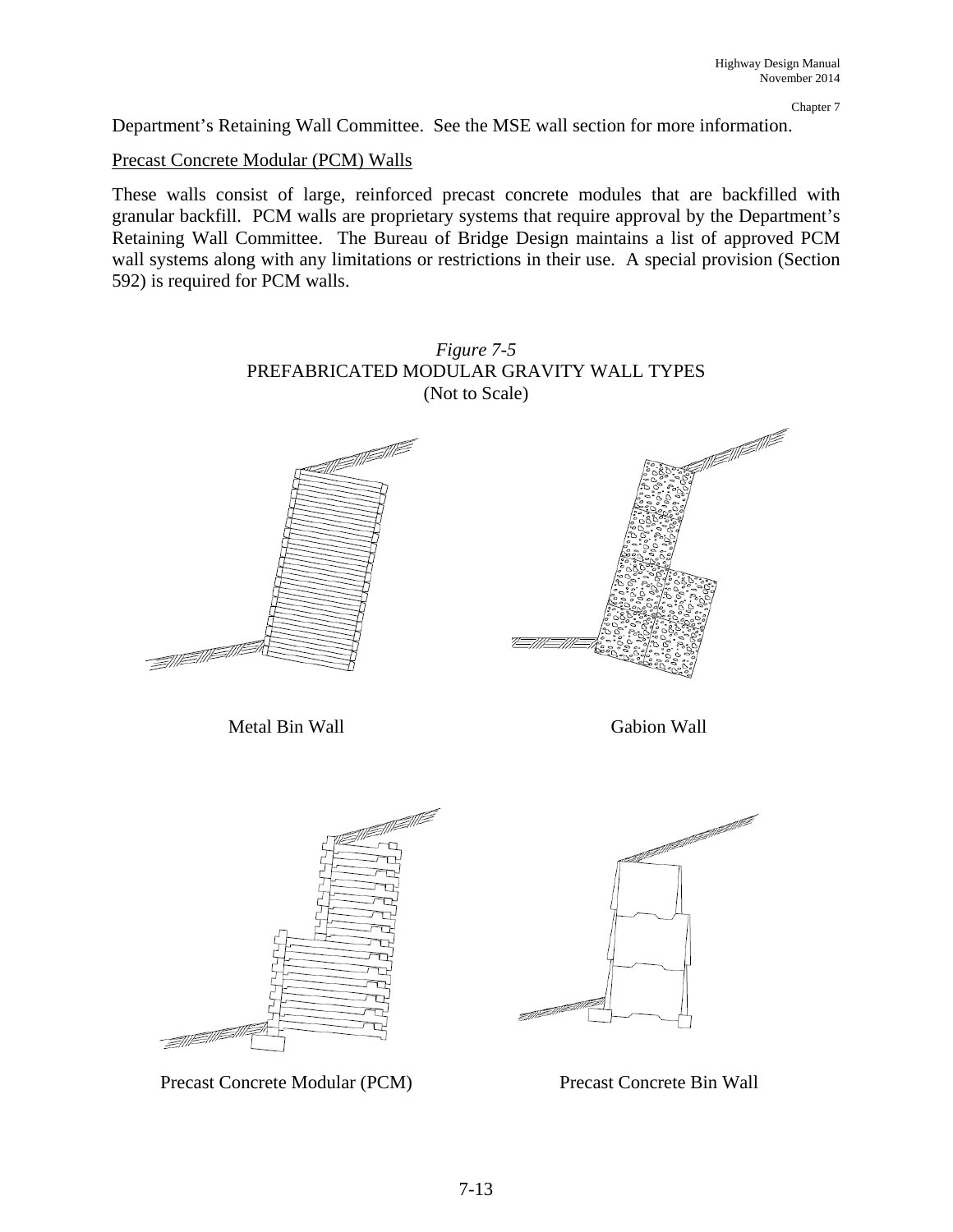Department's Retaining Wall Committee. See the MSE wall section for more information.

Precast Concrete Modular (PCM) Walls

These walls consist of large, reinforced precast concrete modules that are backfilled with granular backfill. PCM walls are proprietary systems that require approval by the Department's Retaining Wall Committee. The Bureau of Bridge Design maintains a list of approved PCM wall systems along with any limitations or restrictions in their use. A special provision (Section 592) is required for PCM walls.

*Figure 7-5*
PREFABRICATED MODULAR GRAVITY WALL TYPES
(Not to Scale)

Metal Bin Wall

Gabion Wall

Precast Concrete Modular (PCM)

Precast Concrete Bin Wall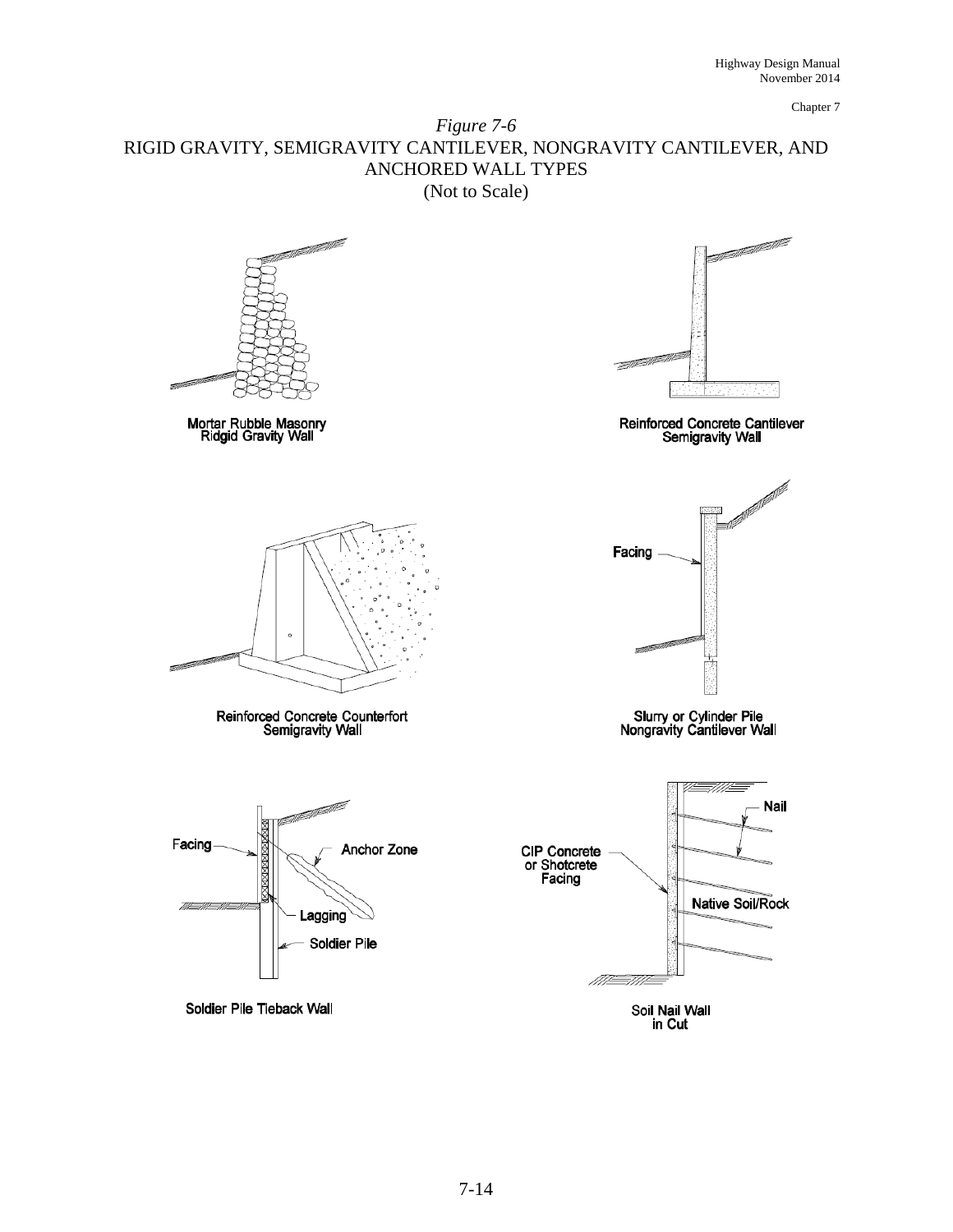*Figure 7-6*

RIGID GRAVITY, SEMIGRAVITY CANTILEVER, NONGRAVITY CANTILEVER, AND ANCHORED WALL TYPES

(Not to Scale)

Mortar Rubble Masonry
Ridgid Gravity Wall

Reinforced Concrete Cantilever
Semigravity Wall

Reinforced Concrete Counterfort
Semigravity Wall

Facing

Slurry or Cylinder Pile
Nongravity Cantilever Wall

Facing

Anchor Zone

Lagging

Soldier Pile

Soldier Pile Tieback Wall

Nail

CIP Concrete
or Shotcrete
Facing

Native Soil/Rock

Soil Nail Wall
in Cut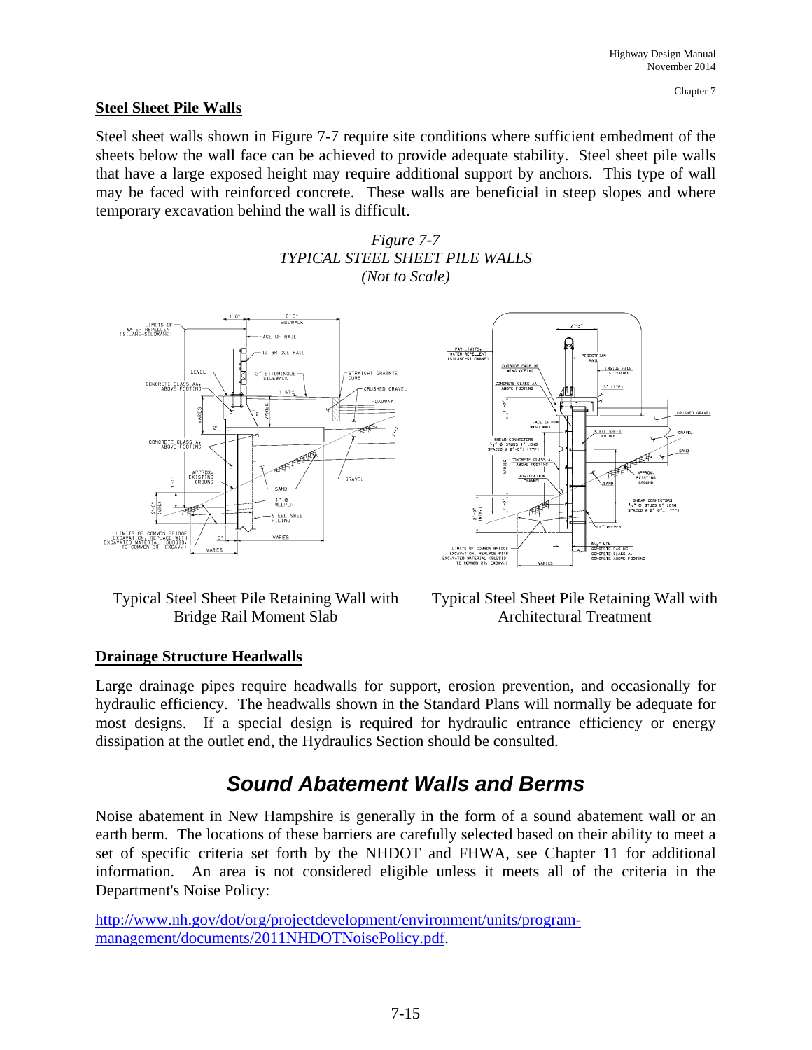## Steel Sheet Pile Walls

Steel sheet walls shown in Figure 7-7 require site conditions where sufficient embedment of the sheets below the wall face can be achieved to provide adequate stability. Steel sheet pile walls that have a large exposed height may require additional support by anchors. This type of wall may be faced with reinforced concrete. These walls are beneficial in steep slopes and where temporary excavation behind the wall is difficult.

*Figure 7-7*
*TYPICAL STEEL SHEET PILE WALLS*
*(Not to Scale)*

Typical Steel Sheet Pile Retaining Wall with Bridge Rail Moment Slab

Typical Steel Sheet Pile Retaining Wall with Architectural Treatment

## Drainage Structure Headwalls

Large drainage pipes require headwalls for support, erosion prevention, and occasionally for hydraulic efficiency. The headwalls shown in the Standard Plans will normally be adequate for most designs. If a special design is required for hydraulic entrance efficiency or energy dissipation at the outlet end, the Hydraulics Section should be consulted.

# *Sound Abatement Walls and Berms*

Noise abatement in New Hampshire is generally in the form of a sound abatement wall or an earth berm. The locations of these barriers are carefully selected based on their ability to meet a set of specific criteria set forth by the NHDOT and FHWA, see Chapter 11 for additional information. An area is not considered eligible unless it meets all of the criteria in the Department's Noise Policy:

[http://www.nh.gov/dot/org/projectdevelopment/environment/units/program-management/documents/2011NHDOTNoisePolicy.pdf](http://www.nh.gov/dot/org/projectdevelopment/environment/units/program-management/documents/2011NHDOTNoisePolicy.pdf).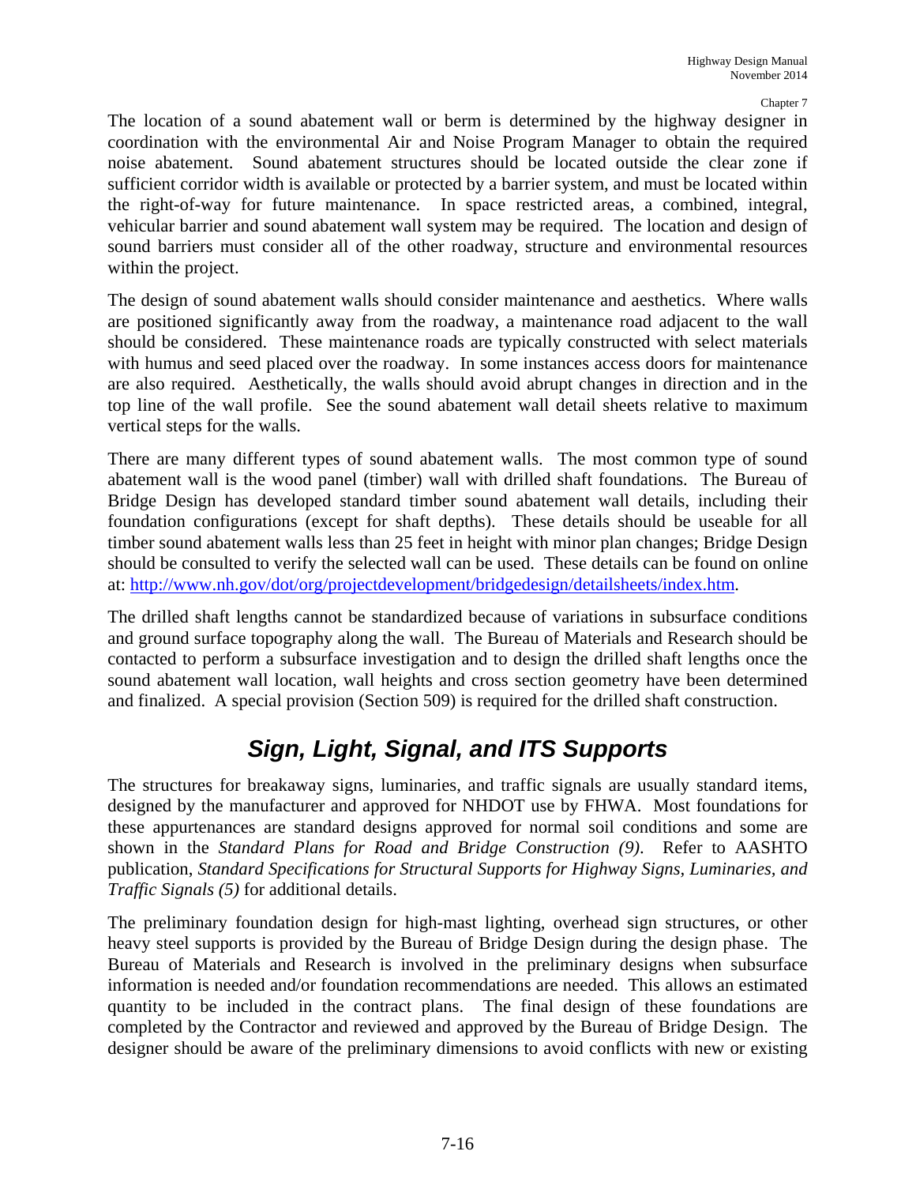The location of a sound abatement wall or berm is determined by the highway designer in coordination with the environmental Air and Noise Program Manager to obtain the required noise abatement. Sound abatement structures should be located outside the clear zone if sufficient corridor width is available or protected by a barrier system, and must be located within the right-of-way for future maintenance. In space restricted areas, a combined, integral, vehicular barrier and sound abatement wall system may be required. The location and design of sound barriers must consider all of the other roadway, structure and environmental resources within the project.

The design of sound abatement walls should consider maintenance and aesthetics. Where walls are positioned significantly away from the roadway, a maintenance road adjacent to the wall should be considered. These maintenance roads are typically constructed with select materials with humus and seed placed over the roadway. In some instances access doors for maintenance are also required. Aesthetically, the walls should avoid abrupt changes in direction and in the top line of the wall profile. See the sound abatement wall detail sheets relative to maximum vertical steps for the walls.

There are many different types of sound abatement walls. The most common type of sound abatement wall is the wood panel (timber) wall with drilled shaft foundations. The Bureau of Bridge Design has developed standard timber sound abatement wall details, including their foundation configurations (except for shaft depths). These details should be useable for all timber sound abatement walls less than 25 feet in height with minor plan changes; Bridge Design should be consulted to verify the selected wall can be used. These details can be found on online at: [http://www.nh.gov/dot/org/projectdevelopment/bridgedesign/detailsheets/index.htm](http://www.nh.gov/dot/org/projectdevelopment/bridgedesign/detailsheets/index.htm).

The drilled shaft lengths cannot be standardized because of variations in subsurface conditions and ground surface topography along the wall. The Bureau of Materials and Research should be contacted to perform a subsurface investigation and to design the drilled shaft lengths once the sound abatement wall location, wall heights and cross section geometry have been determined and finalized. A special provision (Section 509) is required for the drilled shaft construction.

## *Sign, Light, Signal, and ITS Supports*

The structures for breakaway signs, luminaries, and traffic signals are usually standard items, designed by the manufacturer and approved for NHDOT use by FHWA. Most foundations for these appurtenances are standard designs approved for normal soil conditions and some are shown in the *Standard Plans for Road and Bridge Construction (9)*. Refer to AASHTO publication, *Standard Specifications for Structural Supports for Highway Signs, Luminaries, and Traffic Signals (5)* for additional details.

The preliminary foundation design for high-mast lighting, overhead sign structures, or other heavy steel supports is provided by the Bureau of Bridge Design during the design phase. The Bureau of Materials and Research is involved in the preliminary designs when subsurface information is needed and/or foundation recommendations are needed. This allows an estimated quantity to be included in the contract plans. The final design of these foundations are completed by the Contractor and reviewed and approved by the Bureau of Bridge Design. The designer should be aware of the preliminary dimensions to avoid conflicts with new or existing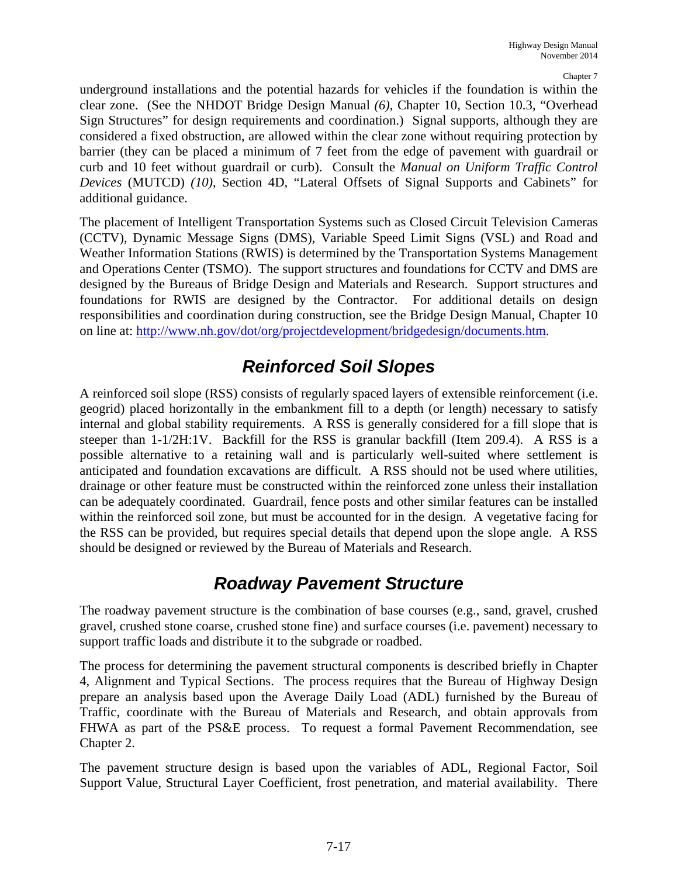underground installations and the potential hazards for vehicles if the foundation is within the clear zone. (See the NHDOT Bridge Design Manual *(6)*, Chapter 10, Section 10.3, "Overhead Sign Structures" for design requirements and coordination.) Signal supports, although they are considered a fixed obstruction, are allowed within the clear zone without requiring protection by barrier (they can be placed a minimum of 7 feet from the edge of pavement with guardrail or curb and 10 feet without guardrail or curb). Consult the *Manual on Uniform Traffic Control Devices* (MUTCD) *(10)*, Section 4D, "Lateral Offsets of Signal Supports and Cabinets" for additional guidance.

The placement of Intelligent Transportation Systems such as Closed Circuit Television Cameras (CCTV), Dynamic Message Signs (DMS), Variable Speed Limit Signs (VSL) and Road and Weather Information Stations (RWIS) is determined by the Transportation Systems Management and Operations Center (TSMO). The support structures and foundations for CCTV and DMS are designed by the Bureaus of Bridge Design and Materials and Research. Support structures and foundations for RWIS are designed by the Contractor. For additional details on design responsibilities and coordination during construction, see the Bridge Design Manual, Chapter 10 on line at: [http://www.nh.gov/dot/org/projectdevelopment/bridgedesign/documents.htm](http://www.nh.gov/dot/org/projectdevelopment/bridgedesign/documents.htm).

## Reinforced Soil Slopes

A reinforced soil slope (RSS) consists of regularly spaced layers of extensible reinforcement (i.e. geogrid) placed horizontally in the embankment fill to a depth (or length) necessary to satisfy internal and global stability requirements. A RSS is generally considered for a fill slope that is steeper than 1-1/2H:1V. Backfill for the RSS is granular backfill (Item 209.4). A RSS is a possible alternative to a retaining wall and is particularly well-suited where settlement is anticipated and foundation excavations are difficult. A RSS should not be used where utilities, drainage or other feature must be constructed within the reinforced zone unless their installation can be adequately coordinated. Guardrail, fence posts and other similar features can be installed within the reinforced soil zone, but must be accounted for in the design. A vegetative facing for the RSS can be provided, but requires special details that depend upon the slope angle. A RSS should be designed or reviewed by the Bureau of Materials and Research.

## Roadway Pavement Structure

The roadway pavement structure is the combination of base courses (e.g., sand, gravel, crushed gravel, crushed stone coarse, crushed stone fine) and surface courses (i.e. pavement) necessary to support traffic loads and distribute it to the subgrade or roadbed.

The process for determining the pavement structural components is described briefly in Chapter 4, Alignment and Typical Sections. The process requires that the Bureau of Highway Design prepare an analysis based upon the Average Daily Load (ADL) furnished by the Bureau of Traffic, coordinate with the Bureau of Materials and Research, and obtain approvals from FHWA as part of the PS&E process. To request a formal Pavement Recommendation, see Chapter 2.

The pavement structure design is based upon the variables of ADL, Regional Factor, Soil Support Value, Structural Layer Coefficient, frost penetration, and material availability. There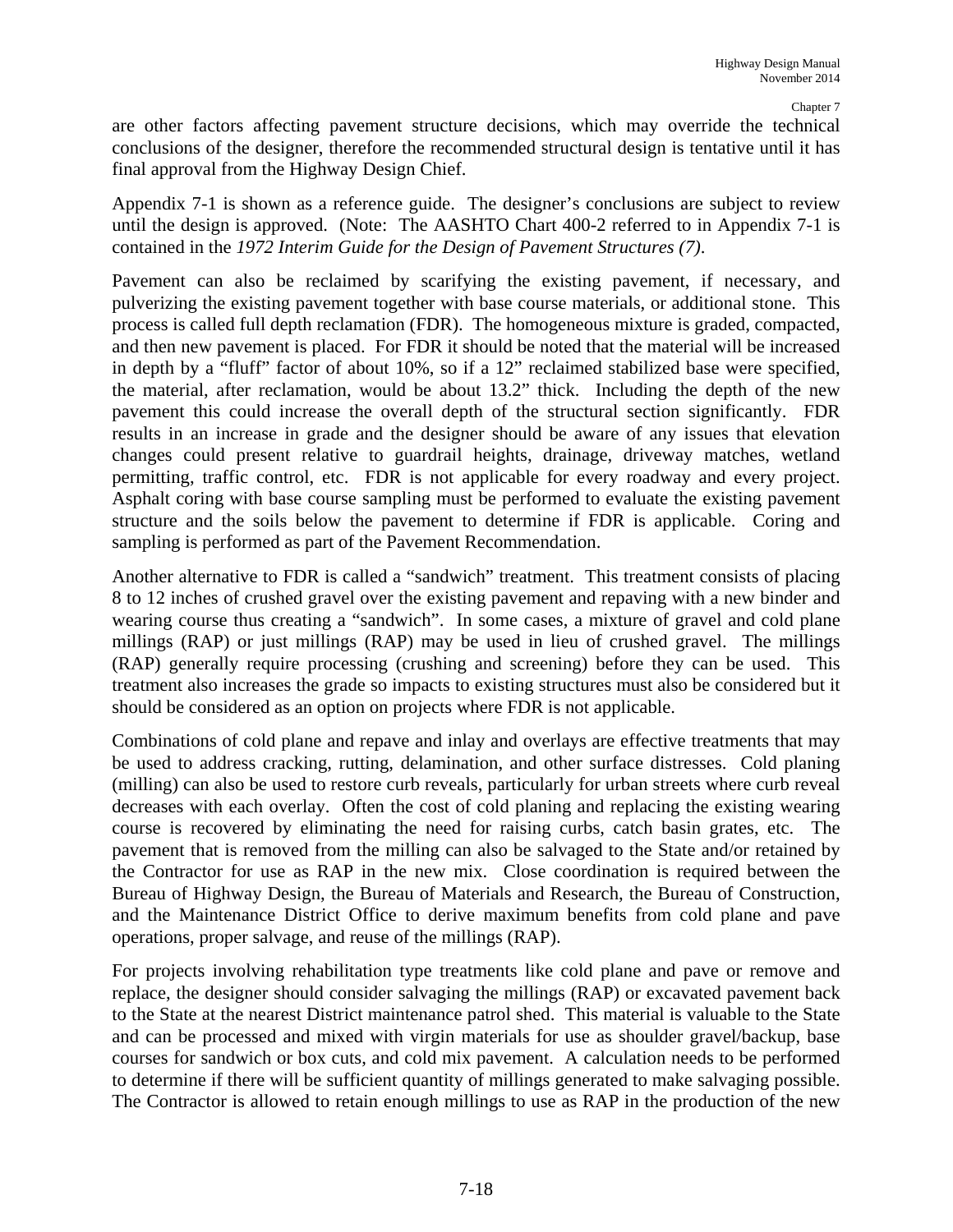are other factors affecting pavement structure decisions, which may override the technical conclusions of the designer, therefore the recommended structural design is tentative until it has final approval from the Highway Design Chief.

Appendix 7-1 is shown as a reference guide. The designer's conclusions are subject to review until the design is approved. (Note: The AASHTO Chart 400-2 referred to in Appendix 7-1 is contained in the *1972 Interim Guide for the Design of Pavement Structures (7)*.

Pavement can also be reclaimed by scarifying the existing pavement, if necessary, and pulverizing the existing pavement together with base course materials, or additional stone. This process is called full depth reclamation (FDR). The homogeneous mixture is graded, compacted, and then new pavement is placed. For FDR it should be noted that the material will be increased in depth by a "fluff" factor of about 10%, so if a 12" reclaimed stabilized base were specified, the material, after reclamation, would be about 13.2" thick. Including the depth of the new pavement this could increase the overall depth of the structural section significantly. FDR results in an increase in grade and the designer should be aware of any issues that elevation changes could present relative to guardrail heights, drainage, driveway matches, wetland permitting, traffic control, etc. FDR is not applicable for every roadway and every project. Asphalt coring with base course sampling must be performed to evaluate the existing pavement structure and the soils below the pavement to determine if FDR is applicable. Coring and sampling is performed as part of the Pavement Recommendation.

Another alternative to FDR is called a "sandwich" treatment. This treatment consists of placing 8 to 12 inches of crushed gravel over the existing pavement and repaving with a new binder and wearing course thus creating a "sandwich". In some cases, a mixture of gravel and cold plane millings (RAP) or just millings (RAP) may be used in lieu of crushed gravel. The millings (RAP) generally require processing (crushing and screening) before they can be used. This treatment also increases the grade so impacts to existing structures must also be considered but it should be considered as an option on projects where FDR is not applicable.

Combinations of cold plane and repave and inlay and overlays are effective treatments that may be used to address cracking, rutting, delamination, and other surface distresses. Cold planing (milling) can also be used to restore curb reveals, particularly for urban streets where curb reveal decreases with each overlay. Often the cost of cold planing and replacing the existing wearing course is recovered by eliminating the need for raising curbs, catch basin grates, etc. The pavement that is removed from the milling can also be salvaged to the State and/or retained by the Contractor for use as RAP in the new mix. Close coordination is required between the Bureau of Highway Design, the Bureau of Materials and Research, the Bureau of Construction, and the Maintenance District Office to derive maximum benefits from cold plane and pave operations, proper salvage, and reuse of the millings (RAP).

For projects involving rehabilitation type treatments like cold plane and pave or remove and replace, the designer should consider salvaging the millings (RAP) or excavated pavement back to the State at the nearest District maintenance patrol shed. This material is valuable to the State and can be processed and mixed with virgin materials for use as shoulder gravel/backup, base courses for sandwich or box cuts, and cold mix pavement. A calculation needs to be performed to determine if there will be sufficient quantity of millings generated to make salvaging possible. The Contractor is allowed to retain enough millings to use as RAP in the production of the new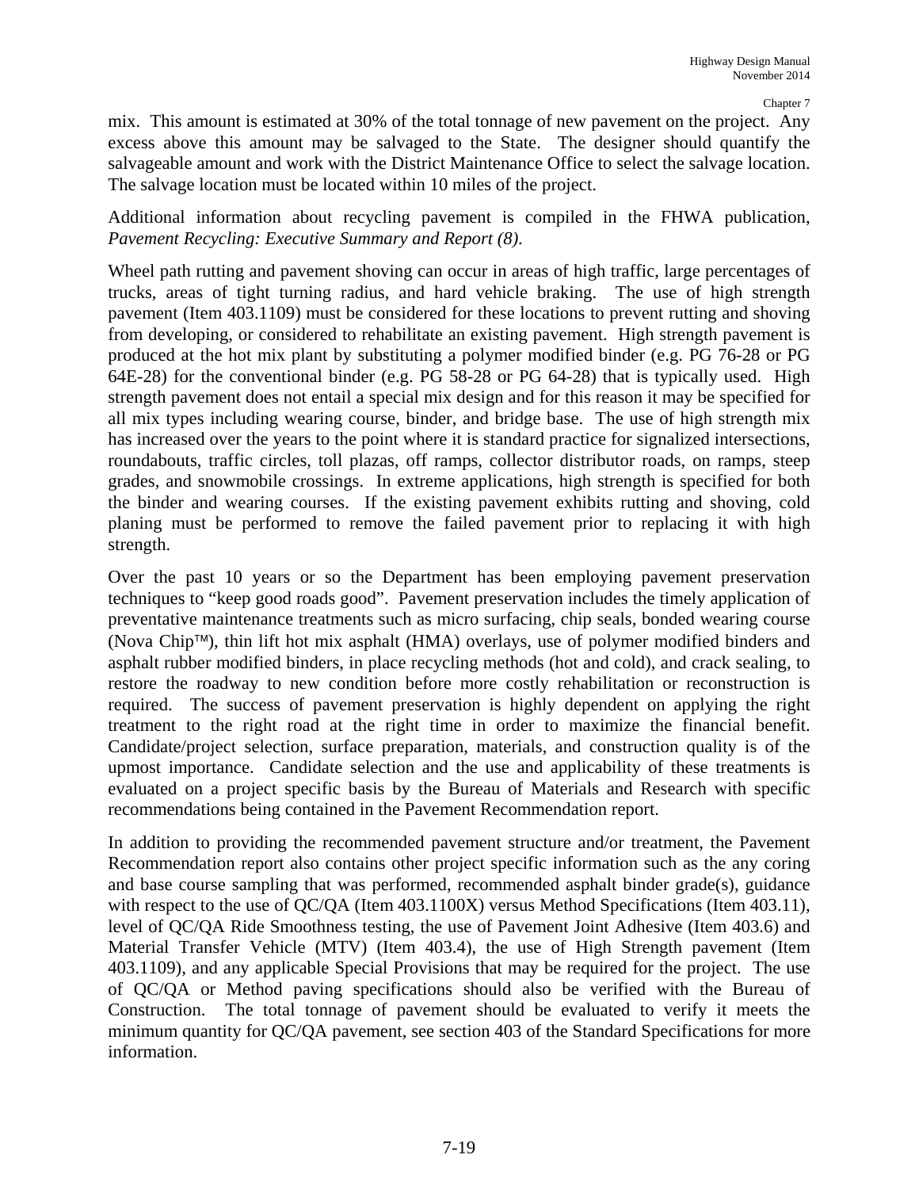mix. This amount is estimated at 30% of the total tonnage of new pavement on the project. Any excess above this amount may be salvaged to the State. The designer should quantify the salvageable amount and work with the District Maintenance Office to select the salvage location. The salvage location must be located within 10 miles of the project.

Additional information about recycling pavement is compiled in the FHWA publication, *Pavement Recycling: Executive Summary and Report (8)*.

Wheel path rutting and pavement shoving can occur in areas of high traffic, large percentages of trucks, areas of tight turning radius, and hard vehicle braking. The use of high strength pavement (Item 403.1109) must be considered for these locations to prevent rutting and shoving from developing, or considered to rehabilitate an existing pavement. High strength pavement is produced at the hot mix plant by substituting a polymer modified binder (e.g. PG 76-28 or PG 64E-28) for the conventional binder (e.g. PG 58-28 or PG 64-28) that is typically used. High strength pavement does not entail a special mix design and for this reason it may be specified for all mix types including wearing course, binder, and bridge base. The use of high strength mix has increased over the years to the point where it is standard practice for signalized intersections, roundabouts, traffic circles, toll plazas, off ramps, collector distributor roads, on ramps, steep grades, and snowmobile crossings. In extreme applications, high strength is specified for both the binder and wearing courses. If the existing pavement exhibits rutting and shoving, cold planing must be performed to remove the failed pavement prior to replacing it with high strength.

Over the past 10 years or so the Department has been employing pavement preservation techniques to "keep good roads good". Pavement preservation includes the timely application of preventative maintenance treatments such as micro surfacing, chip seals, bonded wearing course (Nova Chip™), thin lift hot mix asphalt (HMA) overlays, use of polymer modified binders and asphalt rubber modified binders, in place recycling methods (hot and cold), and crack sealing, to restore the roadway to new condition before more costly rehabilitation or reconstruction is required. The success of pavement preservation is highly dependent on applying the right treatment to the right road at the right time in order to maximize the financial benefit. Candidate/project selection, surface preparation, materials, and construction quality is of the upmost importance. Candidate selection and the use and applicability of these treatments is evaluated on a project specific basis by the Bureau of Materials and Research with specific recommendations being contained in the Pavement Recommendation report.

In addition to providing the recommended pavement structure and/or treatment, the Pavement Recommendation report also contains other project specific information such as the any coring and base course sampling that was performed, recommended asphalt binder grade(s), guidance with respect to the use of QC/QA (Item 403.1100X) versus Method Specifications (Item 403.11), level of QC/QA Ride Smoothness testing, the use of Pavement Joint Adhesive (Item 403.6) and Material Transfer Vehicle (MTV) (Item 403.4), the use of High Strength pavement (Item 403.1109), and any applicable Special Provisions that may be required for the project. The use of QC/QA or Method paving specifications should also be verified with the Bureau of Construction. The total tonnage of pavement should be evaluated to verify it meets the minimum quantity for QC/QA pavement, see section 403 of the Standard Specifications for more information.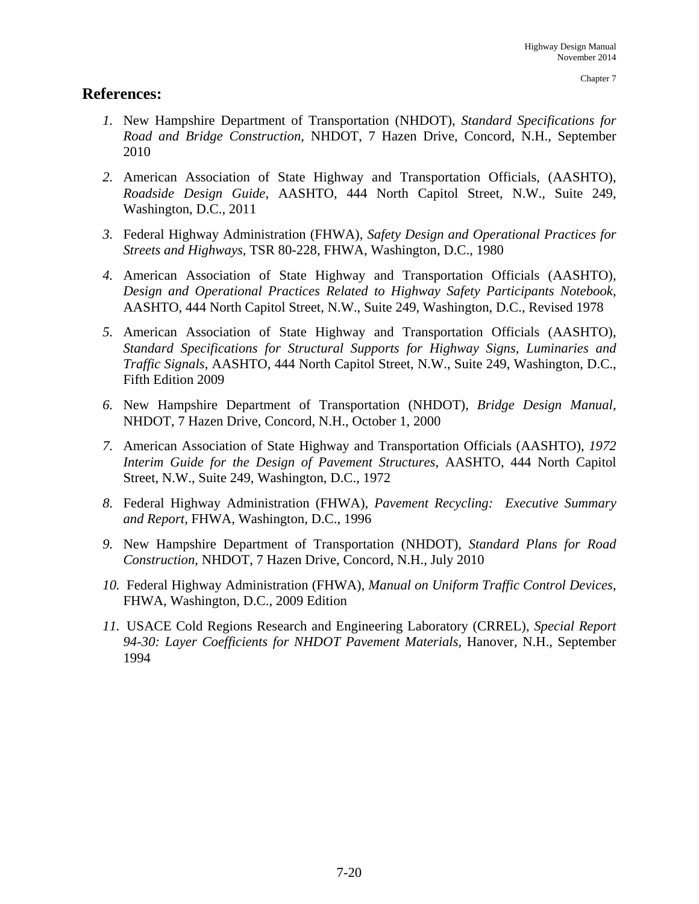## References:

1. New Hampshire Department of Transportation (NHDOT), *Standard Specifications for Road and Bridge Construction*, NHDOT, 7 Hazen Drive, Concord, N.H., September 2010

2. American Association of State Highway and Transportation Officials, (AASHTO), *Roadside Design Guide*, AASHTO, 444 North Capitol Street, N.W., Suite 249, Washington, D.C., 2011

3. Federal Highway Administration (FHWA), *Safety Design and Operational Practices for Streets and Highways*, TSR 80-228, FHWA, Washington, D.C., 1980

4. American Association of State Highway and Transportation Officials (AASHTO), *Design and Operational Practices Related to Highway Safety Participants Notebook*, AASHTO, 444 North Capitol Street, N.W., Suite 249, Washington, D.C., Revised 1978

5. American Association of State Highway and Transportation Officials (AASHTO), *Standard Specifications for Structural Supports for Highway Signs, Luminaries and Traffic Signals*, AASHTO, 444 North Capitol Street, N.W., Suite 249, Washington, D.C., Fifth Edition 2009

6. New Hampshire Department of Transportation (NHDOT), *Bridge Design Manual*, NHDOT, 7 Hazen Drive, Concord, N.H., October 1, 2000

7. American Association of State Highway and Transportation Officials (AASHTO), *1972 Interim Guide for the Design of Pavement Structures*, AASHTO, 444 North Capitol Street, N.W., Suite 249, Washington, D.C., 1972

8. Federal Highway Administration (FHWA), *Pavement Recycling: Executive Summary and Report*, FHWA, Washington, D.C., 1996

9. New Hampshire Department of Transportation (NHDOT), *Standard Plans for Road Construction*, NHDOT, 7 Hazen Drive, Concord, N.H., July 2010

10. Federal Highway Administration (FHWA), *Manual on Uniform Traffic Control Devices*, FHWA, Washington, D.C., 2009 Edition

11. USACE Cold Regions Research and Engineering Laboratory (CRREL), *Special Report 94-30: Layer Coefficients for NHDOT Pavement Materials*, Hanover, N.H., September 1994